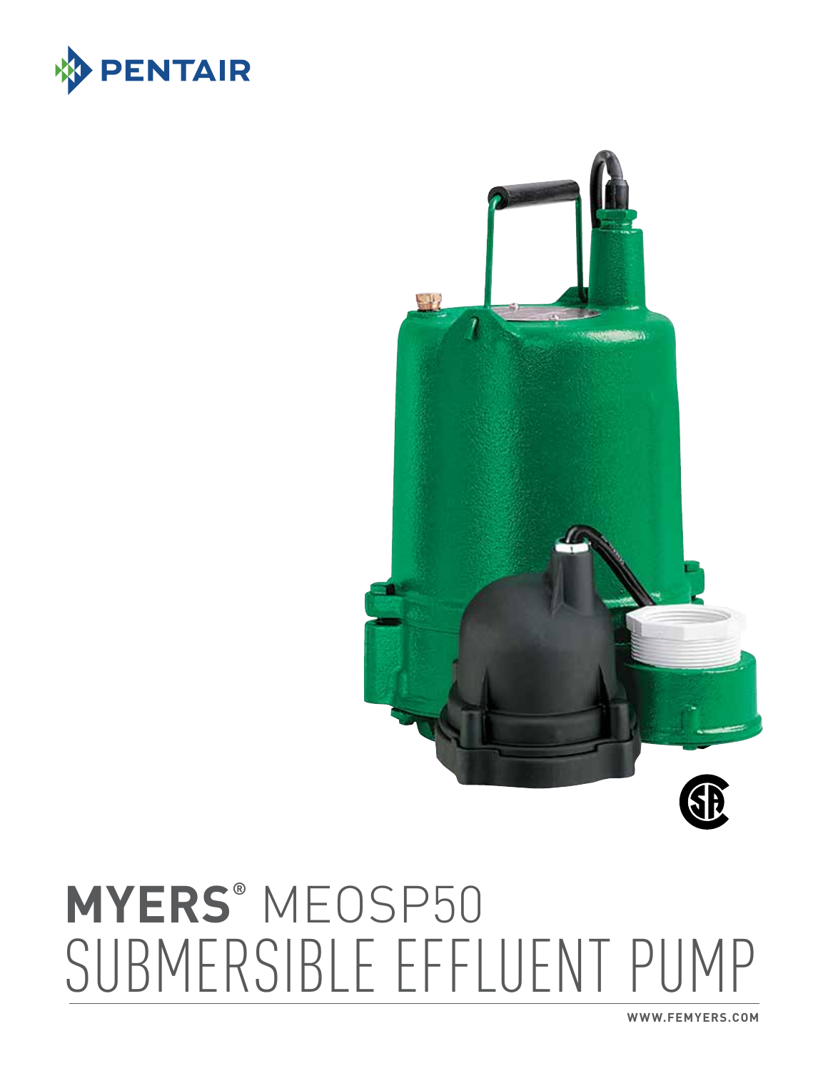PENTAIR

# MYERS® MEOSP50
# SUBMERSIBLE EFFLUENT PUMP

WWW.FEMYERS.COM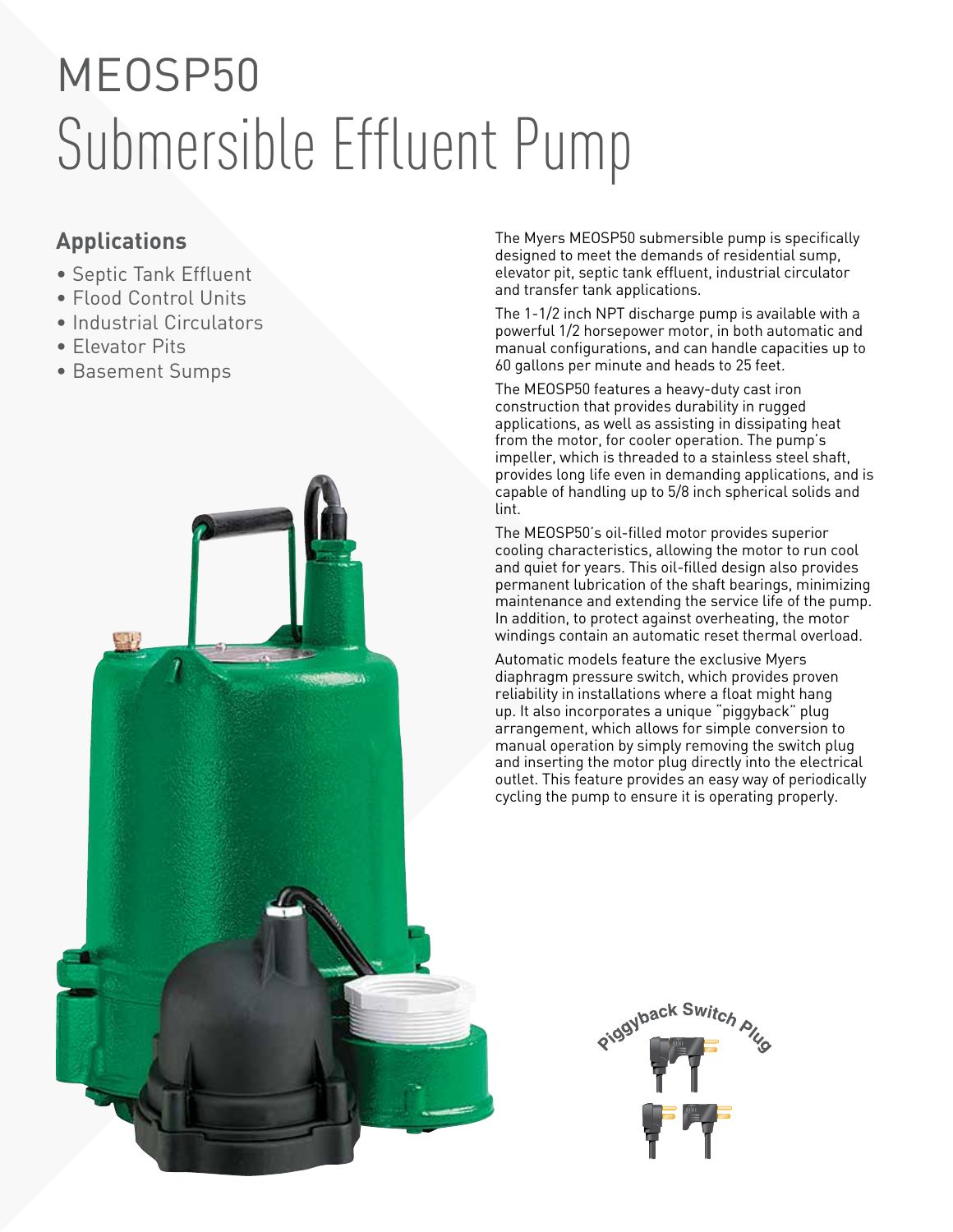# MEOSP50

# Submersible Effluent Pump

## Applications

- Septic Tank Effluent
- Flood Control Units
- Industrial Circulators
- Elevator Pits
- Basement Sumps

The Myers MEOSP50 submersible pump is specifically designed to meet the demands of residential sump, elevator pit, septic tank effluent, industrial circulator and transfer tank applications.

The 1-1/2 inch NPT discharge pump is available with a powerful 1/2 horsepower motor, in both automatic and manual configurations, and can handle capacities up to 60 gallons per minute and heads to 25 feet.

The MEOSP50 features a heavy-duty cast iron construction that provides durability in rugged applications, as well as assisting in dissipating heat from the motor, for cooler operation. The pump's impeller, which is threaded to a stainless steel shaft, provides long life even in demanding applications, and is capable of handling up to 5/8 inch spherical solids and lint.

The MEOSP50's oil-filled motor provides superior cooling characteristics, allowing the motor to run cool and quiet for years. This oil-filled design also provides permanent lubrication of the shaft bearings, minimizing maintenance and extending the service life of the pump. In addition, to protect against overheating, the motor windings contain an automatic reset thermal overload.

Automatic models feature the exclusive Myers diaphragm pressure switch, which provides proven reliability in installations where a float might hang up. It also incorporates a unique "piggyback" plug arrangement, which allows for simple conversion to manual operation by simply removing the switch plug and inserting the motor plug directly into the electrical outlet. This feature provides an easy way of periodically cycling the pump to ensure it is operating properly.

Piggyback Switch Plug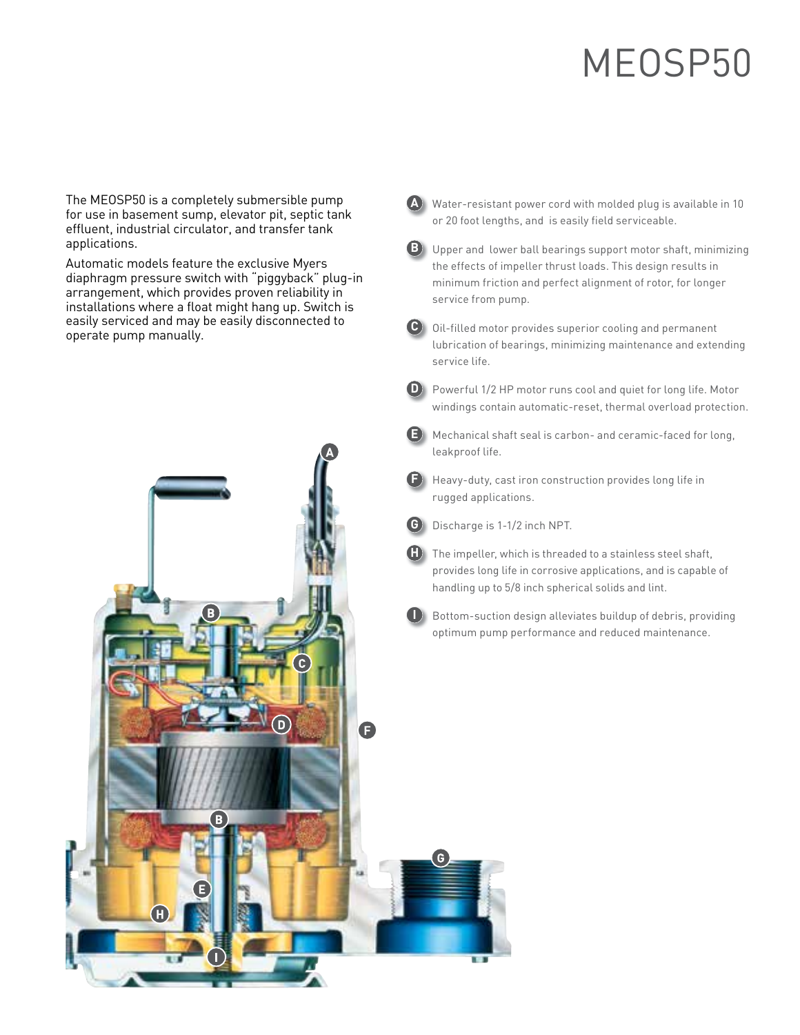# MEOSP50

The MEOSP50 is a completely submersible pump for use in basement sump, elevator pit, septic tank effluent, industrial circulator, and transfer tank applications.

Automatic models feature the exclusive Myers diaphragm pressure switch with "piggyback" plug-in arrangement, which provides proven reliability in installations where a float might hang up. Switch is easily serviced and may be easily disconnected to operate pump manually.

- **A** Water-resistant power cord with molded plug is available in 10 or 20 foot lengths, and is easily field serviceable.
- **B** Upper and lower ball bearings support motor shaft, minimizing the effects of impeller thrust loads. This design results in minimum friction and perfect alignment of rotor, for longer service from pump.
- **C** Oil-filled motor provides superior cooling and permanent lubrication of bearings, minimizing maintenance and extending service life.
- **D** Powerful 1/2 HP motor runs cool and quiet for long life. Motor windings contain automatic-reset, thermal overload protection.
- **E** Mechanical shaft seal is carbon- and ceramic-faced for long, leakproof life.
- **F** Heavy-duty, cast iron construction provides long life in rugged applications.
- **G** Discharge is 1-1/2 inch NPT.
- **H** The impeller, which is threaded to a stainless steel shaft, provides long life in corrosive applications, and is capable of handling up to 5/8 inch spherical solids and lint.
- **I** Bottom-suction design alleviates buildup of debris, providing optimum pump performance and reduced maintenance.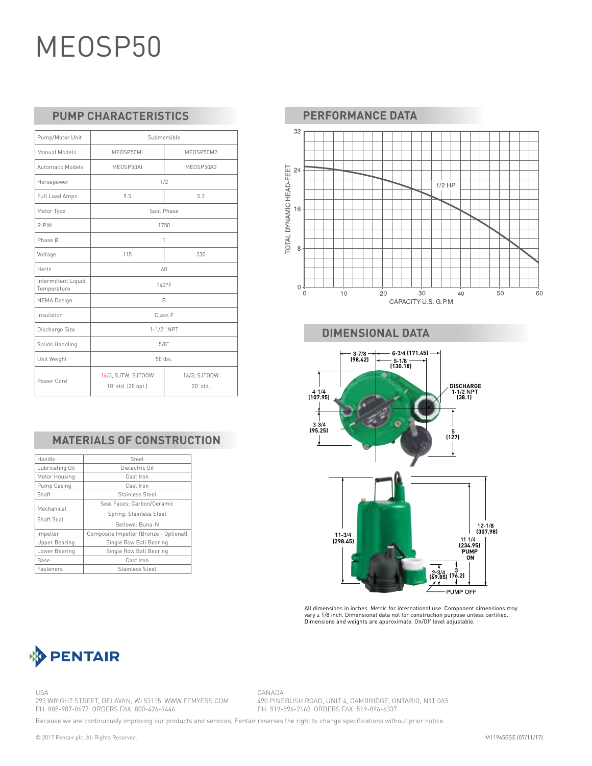# MEOSP50

## PUMP CHARACTERISTICS

| | | |
|---|---|---|
| Pump/Motor Unit | Submersible | |
| Manual Models | MEOSP50MI | MEOSP50M2 |
| Automatic Models | MEOSP50AI | MEOSP50A2 |
| Horsepower | 1/2 | |
| Full Load Amps | 9.5 | 5.2 |
| Motor Type | Split Phase | |
| R.P.M. | 1750 | |
| Phase Ø | 1 | |
| Voltage | 115 | 230 |
| Hertz | 60 | |
| Intermittent Liquid Temperature | 140°F | |
| NEMA Design | B | |
| Insulation | Class F | |
| Discharge Size | 1-1/2" NPT | |
| Solids Handling | 5/8" | |
| Unit Weight | 50 lbs. | |
| Power Cord | 16/3, SJTW, SJTOOW 10' std. (20 opt.) | 16/3, SJTOOW 20' std. |

## MATERIALS OF CONSTRUCTION

| | |
|---|---|
| Handle | Steel |
| Lubricating Oil | Dielectric Oil |
| Motor Housing | Cast Iron |
| Pump Casing | Cast Iron |
| Shaft | Stainless Steel |
| Mechanical Shaft Seal | Seal Faces: Carbon/Ceramic<br>Spring: Stainless Steel<br>Bellows: Buna-N |
| Impeller | Composite Impeller (Bronze - Optional) |
| Upper Bearing | Single Row Ball Bearing |
| Lower Bearing | Single Row Ball Bearing |
| Base | Cast Iron |
| Fasteners | Stainless Steel |

## PERFORMANCE DATA

TOTAL DYNAMIC HEAD-FEET

0
8
16
24
32

1/2 HP

0 10 20 30 40 50 60

CAPACITY-U.S. G.P.M.

## DIMENSIONAL DATA

3-7/8 (98.42)
6-3/4 (171.45)
5-1/8 (130.18)
4-1/4 (107.95)
3-3/4 (95.25)
DISCHARGE 1-1/2 NPT (38.1)
5 (127)
11-3/4 (298.45)
12-1/8 (307.98)
11-1/4 (234.95) PUMP ON
2-3/4 (69.85)
3 (76.2)
PUMP OFF

All dimensions in inches. Metric for international use. Component dimensions may vary ± 1/8 inch. Dimensional data not for construction purpose unless certified. Dimensions and weights are approximate. On/Off level adjustable.

PENTAIR

USA
293 WRIGHT STREET, DELAVAN, WI 53115 WWW.FEMYERS.COM
PH: 888-987-8677 ORDERS FAX: 800-426-9446

CANADA
490 PINEBUSH ROAD, UNIT 4, CAMBRIDGE, ONTARIO, N1T 0A5
PH: 519-896-2163 ORDERS FAX: 519-896-6337

Because we are continuously improving our products and services, Pentair reserves the right to change specifications without prior notice.

© 2017 Pentair plc. All Rights Reserved.

M11945SSE (07/11/17)